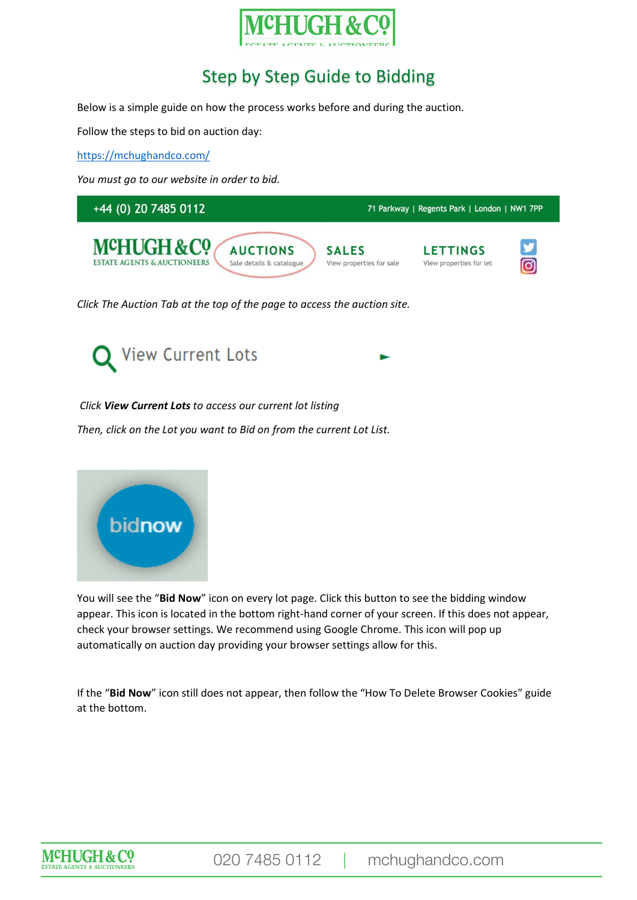# Step by Step Guide to Bidding

Below is a simple guide on how the process works before and during the auction.

Follow the steps to bid on auction day:

https://mchughandco.com/

*You must go to our website in order to bid.*

*Click The Auction Tab at the top of the page to access the auction site.*

*Click **View Current Lots** to access our current lot listing*

*Then, click on the Lot you want to Bid on from the current Lot List.*

You will see the "**Bid Now**" icon on every lot page. Click this button to see the bidding window appear. This icon is located in the bottom right-hand corner of your screen. If this does not appear, check your browser settings. We recommend using Google Chrome. This icon will pop up automatically on auction day providing your browser settings allow for this.

If the "**Bid Now**" icon still does not appear, then follow the "How To Delete Browser Cookies" guide at the bottom.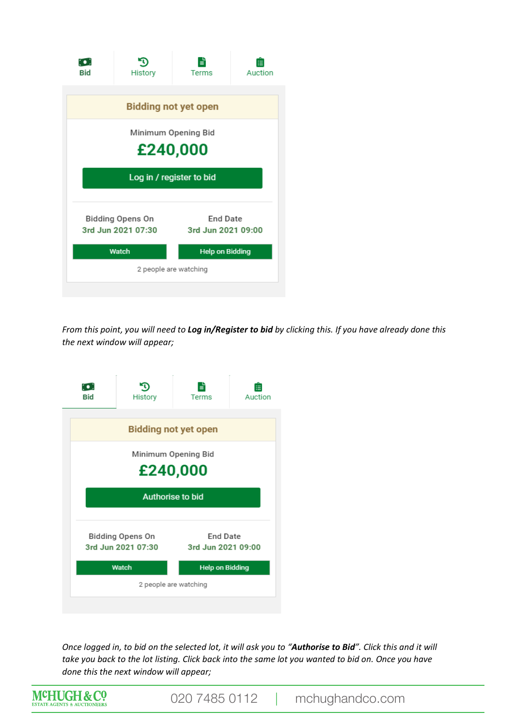Bid | History | Terms | Auction

**Bidding not yet open**

Minimum Opening Bid

**£240,000**

Log in / register to bid

Bidding Opens On
**3rd Jun 2021 07:30**

End Date
**3rd Jun 2021 09:00**

Watch | Help on Bidding

2 people are watching

*From this point, you will need to **Log in/Register to bid** by clicking this. If you have already done this the next window will appear;*

Bid | History | Terms | Auction

**Bidding not yet open**

Minimum Opening Bid

**£240,000**

Authorise to bid

Bidding Opens On
**3rd Jun 2021 07:30**

End Date
**3rd Jun 2021 09:00**

Watch | Help on Bidding

2 people are watching

*Once logged in, to bid on the selected lot, it will ask you to "**Authorise to Bid**". Click this and it will take you back to the lot listing. Click back into the same lot you wanted to bid on. Once you have done this the next window will appear;*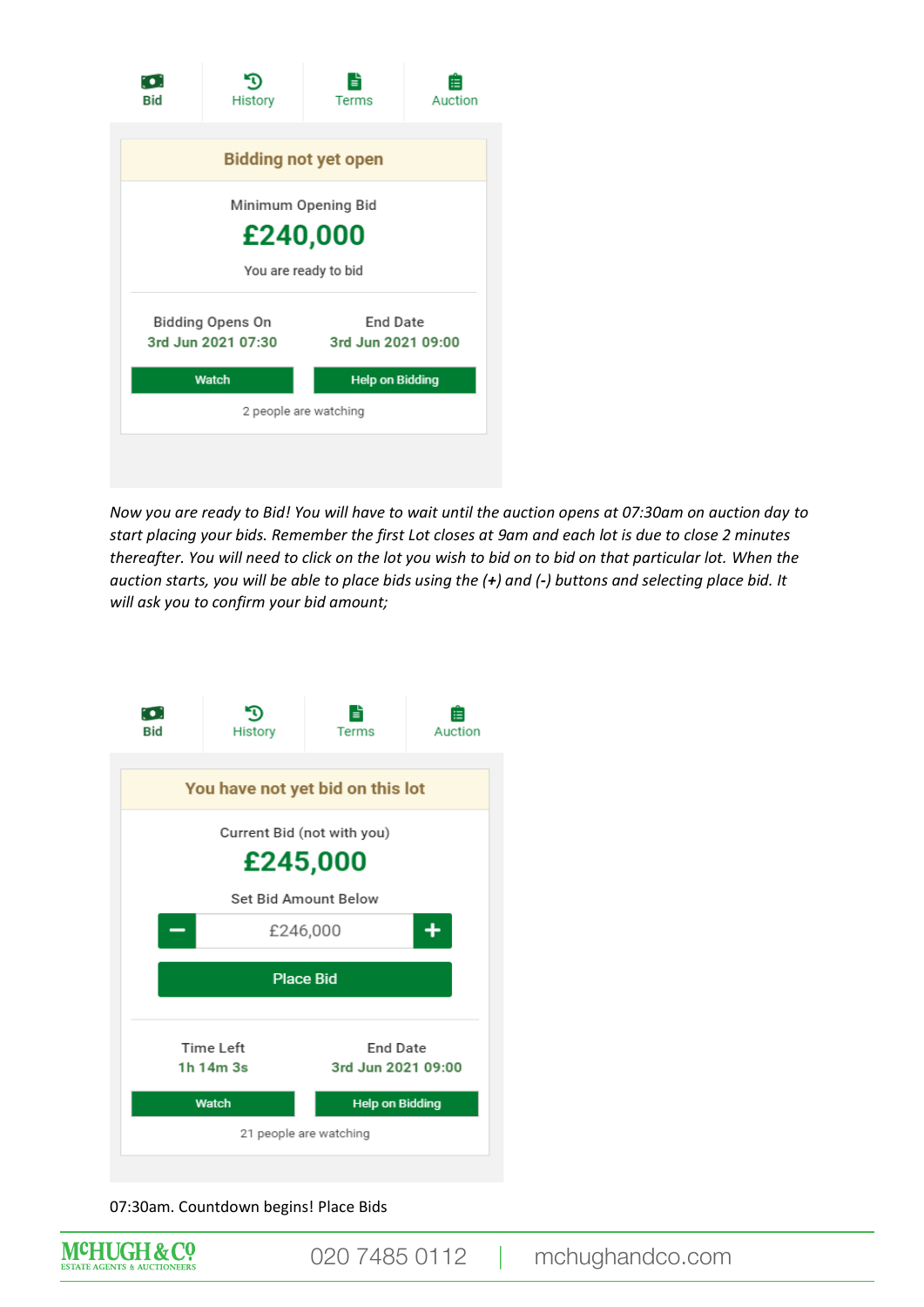Bid | History | Terms | Auction

**Bidding not yet open**

Minimum Opening Bid

**£240,000**

You are ready to bid

| Bidding Opens On | End Date |
| --- | --- |
| 3rd Jun 2021 07:30 | 3rd Jun 2021 09:00 |

Watch | Help on Bidding

2 people are watching

*Now you are ready to Bid! You will have to wait until the auction opens at 07:30am on auction day to start placing your bids. Remember the first Lot closes at 9am and each lot is due to close 2 minutes thereafter. You will need to click on the lot you wish to bid on to bid on that particular lot. When the auction starts, you will be able to place bids using the (+) and (-) buttons and selecting place bid. It will ask you to confirm your bid amount;*

Bid | History | Terms | Auction

**You have not yet bid on this lot**

Current Bid (not with you)

**£245,000**

Set Bid Amount Below

− £246,000 +

Place Bid

| Time Left | End Date |
| --- | --- |
| 1h 14m 3s | 3rd Jun 2021 09:00 |

Watch | Help on Bidding

21 people are watching

07:30am. Countdown begins! Place Bids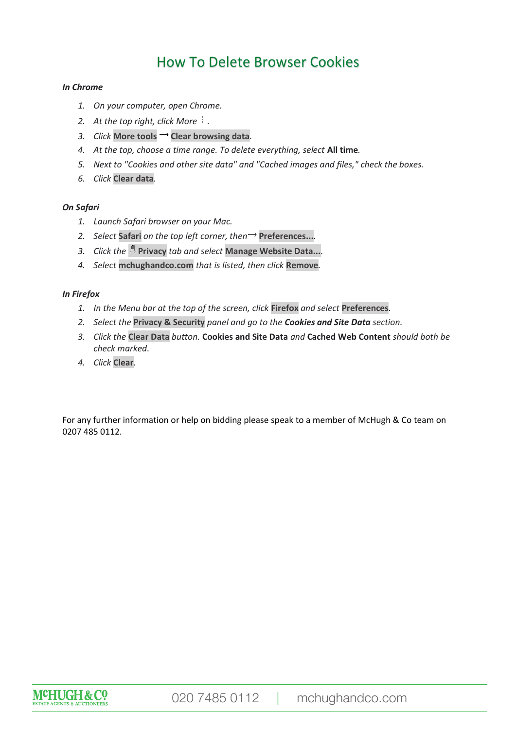# How To Delete Browser Cookies

***In Chrome***

1. *On your computer, open Chrome.*
2. *At the top right, click More* ⋮ *.*
3. *Click* **More tools** → **Clear browsing data***.*
4. *At the top, choose a time range. To delete everything, select* **All time***.*
5. *Next to "Cookies and other site data" and "Cached images and files," check the boxes.*
6. *Click* **Clear data***.*

***On Safari***

1. *Launch Safari browser on your Mac.*
2. *Select* **Safari** *on the top left corner, then*→ **Preferences...***.*
3. *Click the* **Privacy** *tab and select* **Manage Website Data...***.*
4. *Select* **mchughandco.com** *that is listed, then click* **Remove***.*

***In Firefox***

1. *In the Menu bar at the top of the screen, click* **Firefox** *and select* **Preferences***.*
2. *Select the* **Privacy & Security** *panel and go to the* ***Cookies and Site Data*** *section.*
3. *Click the* **Clear Data** *button.* **Cookies and Site Data** *and* **Cached Web Content** *should both be check marked.*
4. *Click* **Clear***.*

For any further information or help on bidding please speak to a member of McHugh & Co team on 0207 485 0112.